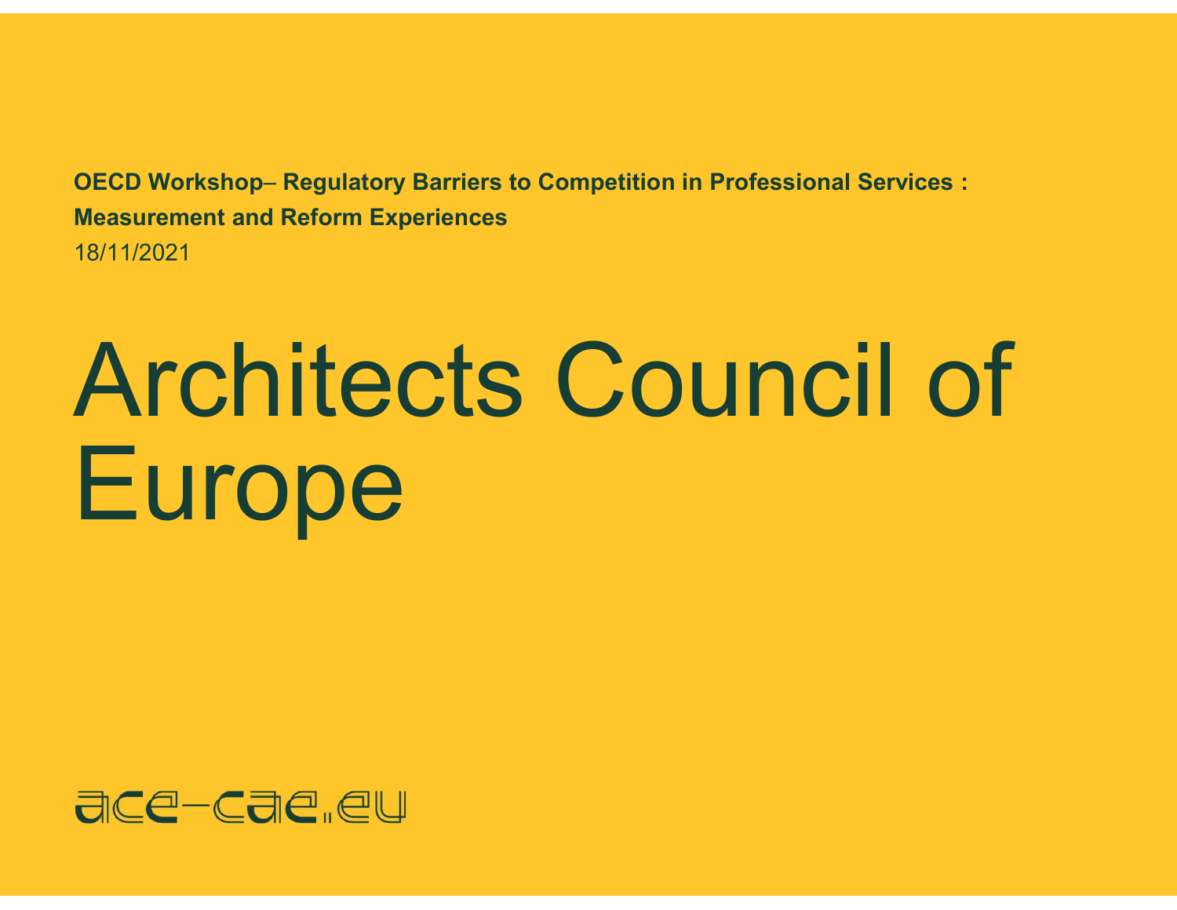**OECD Workshop– Regulatory Barriers to Competition in Professional Services : Measurement and Reform Experiences**

18/11/2021

# Architects Council of Europe

ace-cae.eu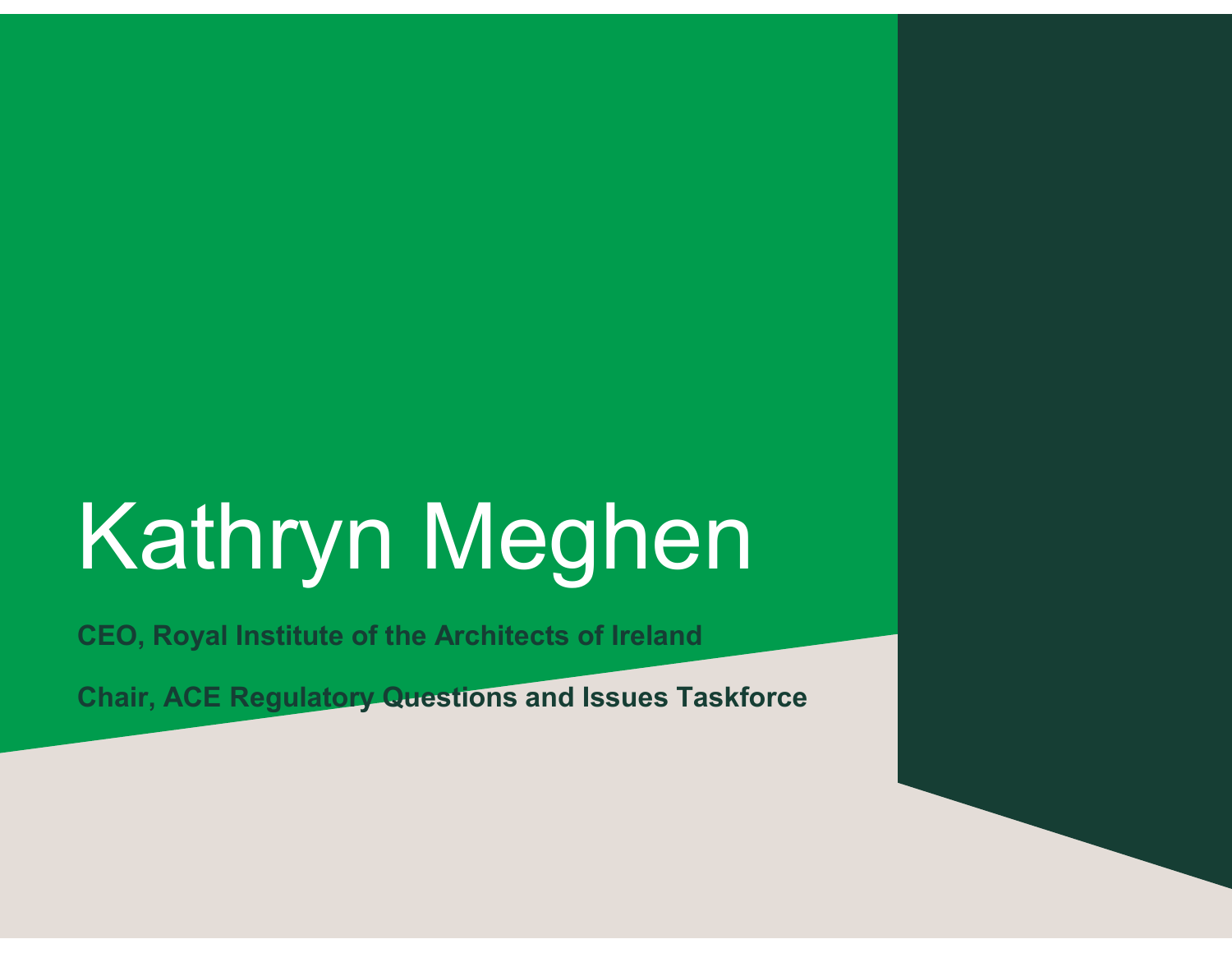# Kathryn Meghen

**CEO, Royal Institute of the Architects of Ireland**

**Chair, ACE Regulatory Questions and Issues Taskforce**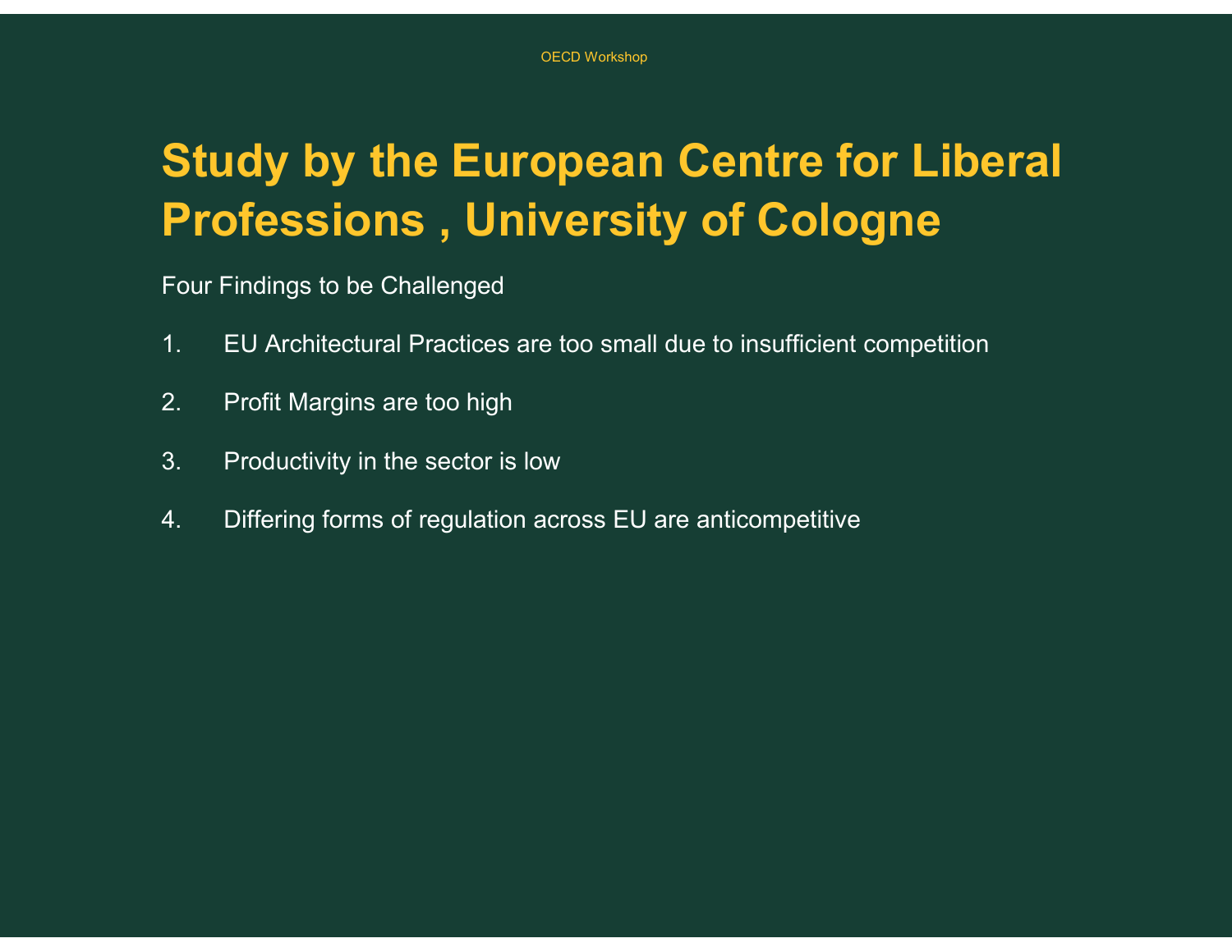# Study by the European Centre for Liberal Professions , University of Cologne

Four Findings to be Challenged

1. EU Architectural Practices are too small due to insufficient competition
2. Profit Margins are too high
3. Productivity in the sector is low
4. Differing forms of regulation across EU are anticompetitive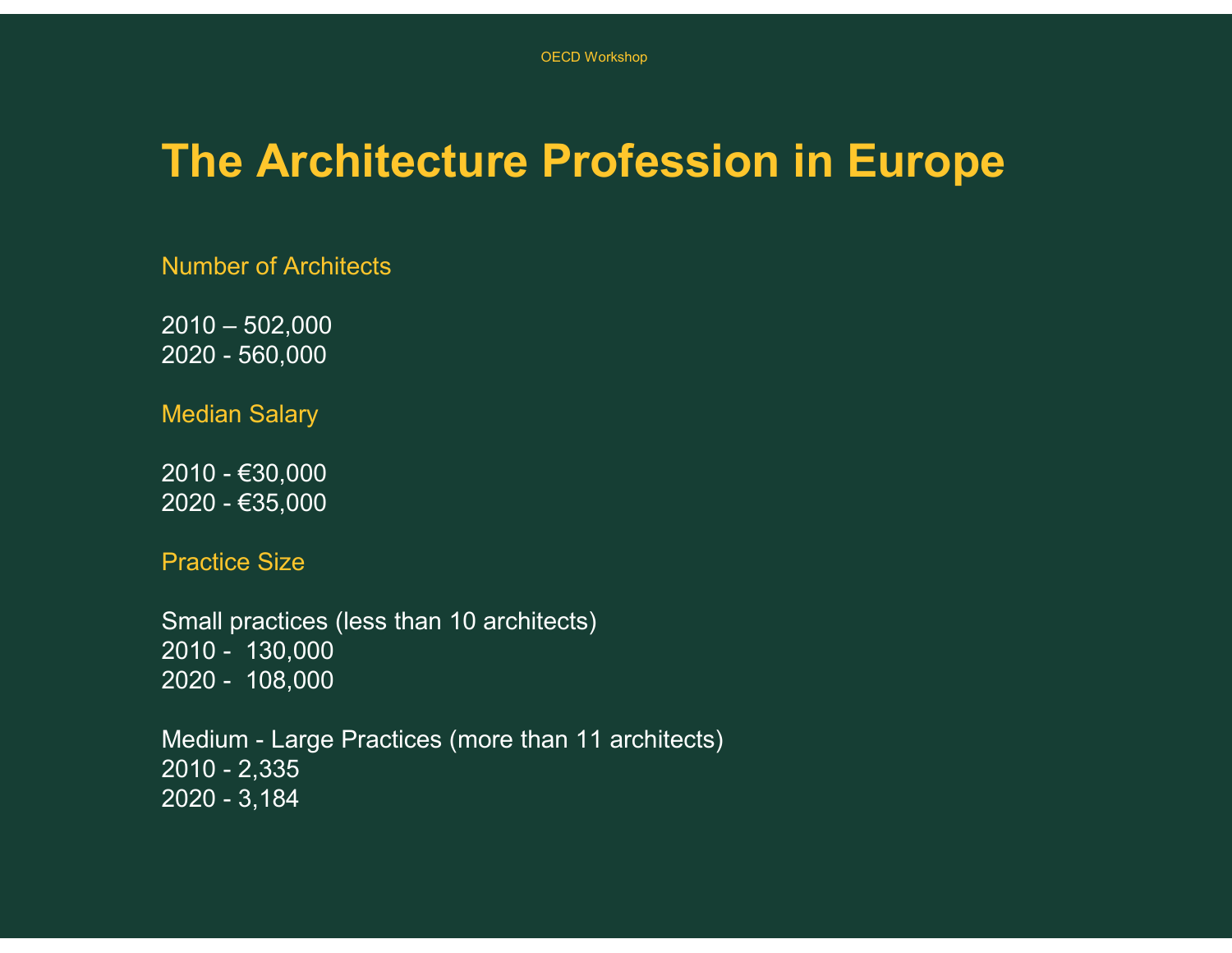# The Architecture Profession in Europe

### Number of Architects

2010 – 502,000
2020 - 560,000

### Median Salary

2010 - €30,000
2020 - €35,000

### Practice Size

Small practices (less than 10 architects)
2010 - 130,000
2020 - 108,000

Medium - Large Practices (more than 11 architects)
2010 - 2,335
2020 - 3,184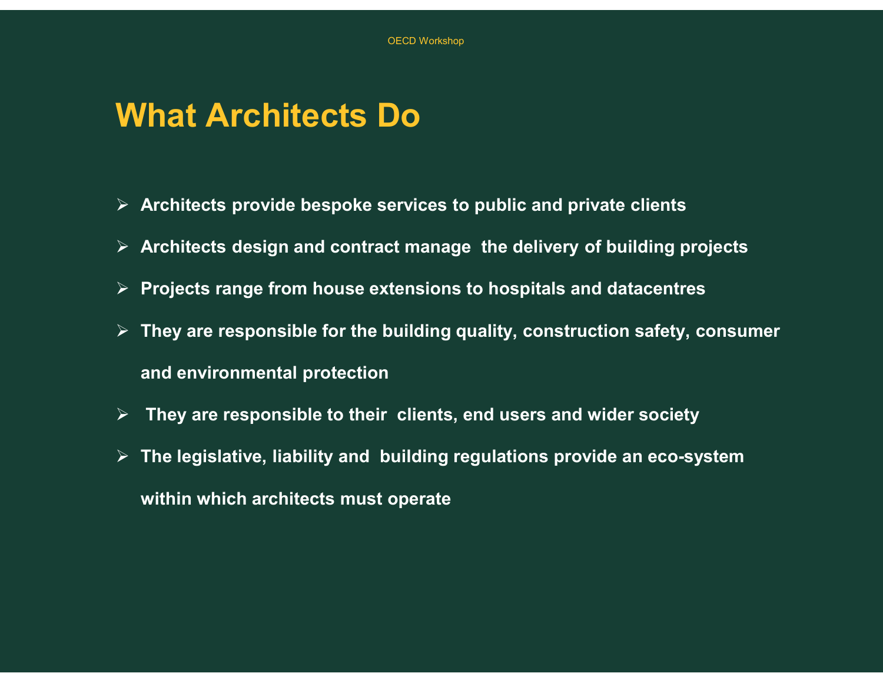# What Architects Do

- Architects provide bespoke services to public and private clients
- Architects design and contract manage the delivery of building projects
- Projects range from house extensions to hospitals and datacentres
- They are responsible for the building quality, construction safety, consumer and environmental protection
- They are responsible to their clients, end users and wider society
- The legislative, liability and building regulations provide an eco-system within which architects must operate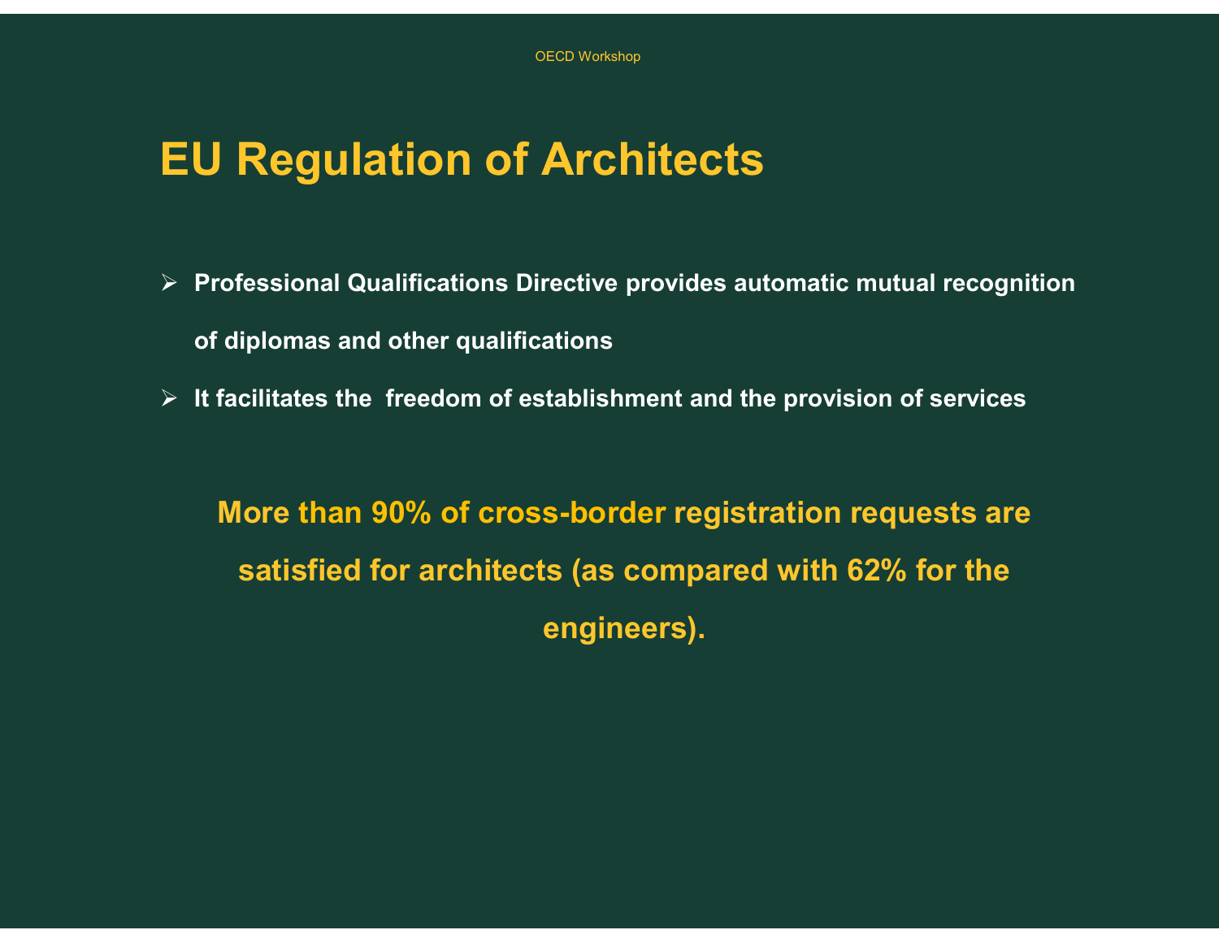# EU Regulation of Architects

- **Professional Qualifications Directive provides automatic mutual recognition of diplomas and other qualifications**
- **It facilitates the freedom of establishment and the provision of services**

**More than 90% of cross-border registration requests are satisfied for architects (as compared with 62% for the engineers).**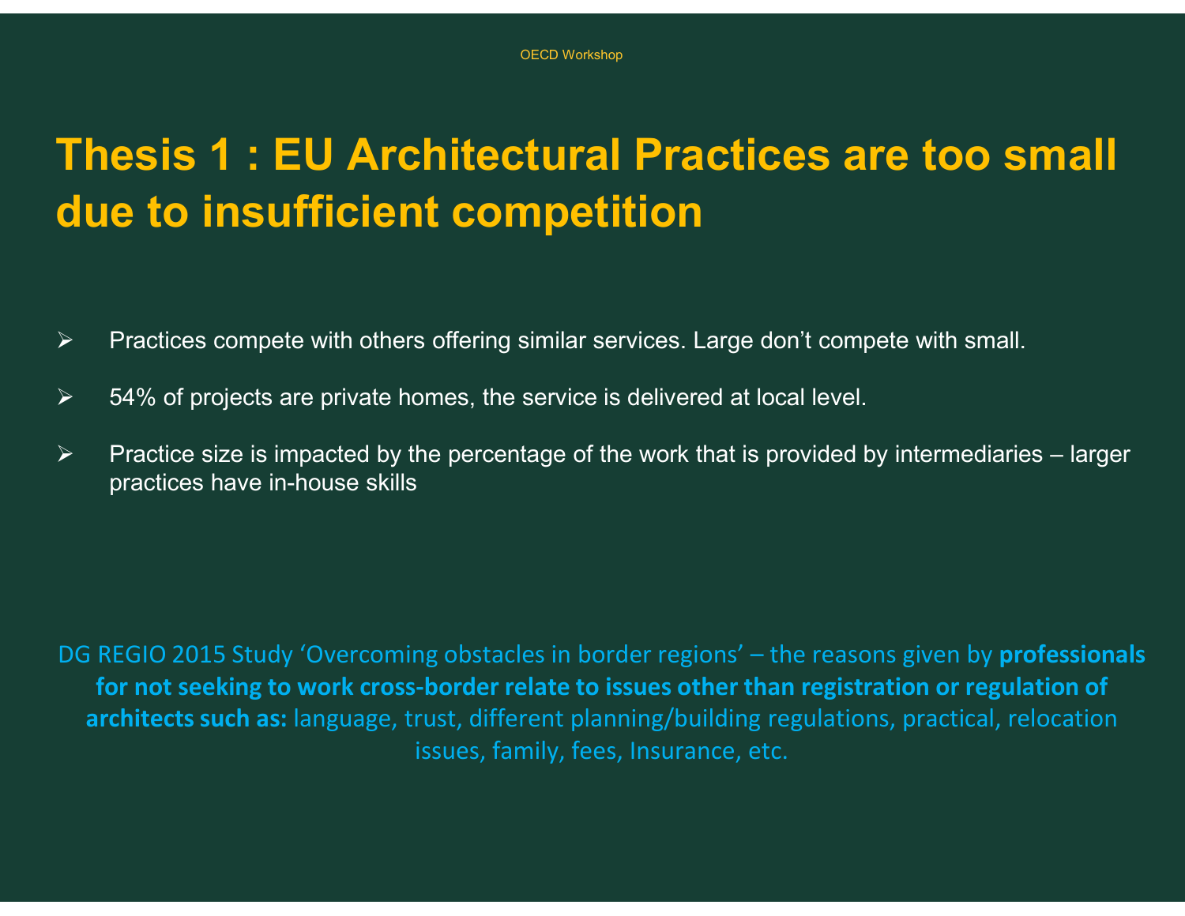# Thesis 1 : EU Architectural Practices are too small due to insufficient competition

- Practices compete with others offering similar services. Large don't compete with small.
- 54% of projects are private homes, the service is delivered at local level.
- Practice size is impacted by the percentage of the work that is provided by intermediaries – larger practices have in-house skills

DG REGIO 2015 Study 'Overcoming obstacles in border regions' – the reasons given by **professionals for not seeking to work cross-border relate to issues other than registration or regulation of architects such as:** language, trust, different planning/building regulations, practical, relocation issues, family, fees, Insurance, etc.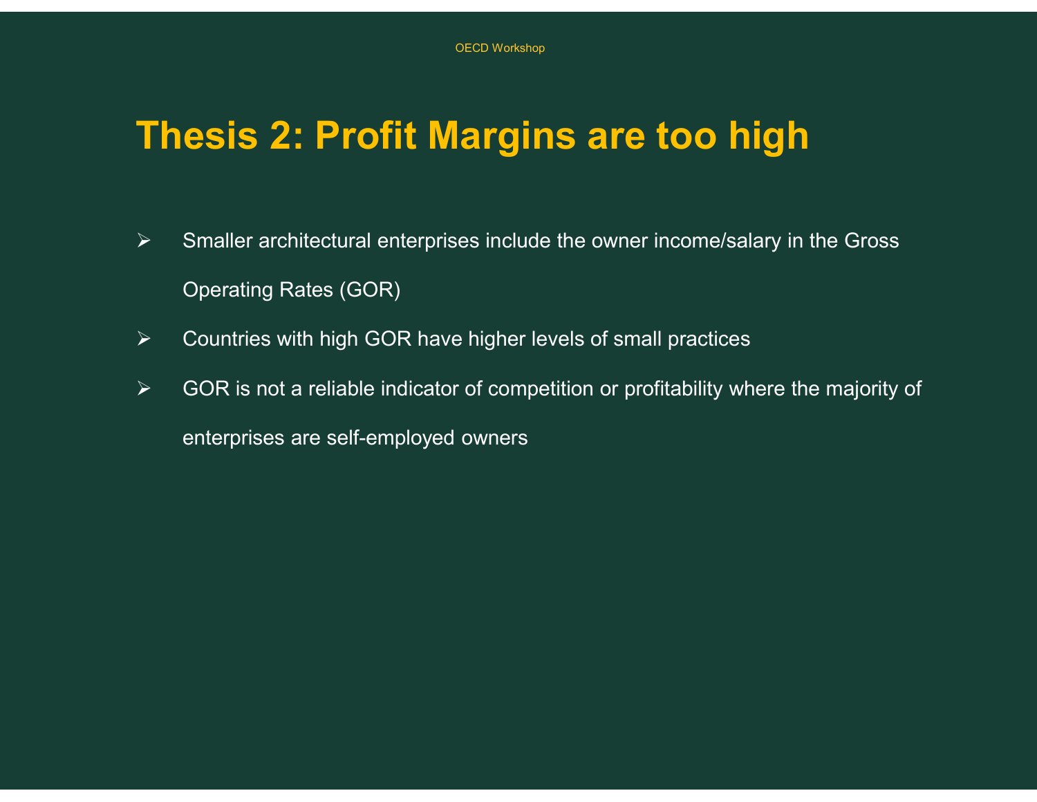# Thesis 2: Profit Margins are too high

- Smaller architectural enterprises include the owner income/salary in the Gross Operating Rates (GOR)
- Countries with high GOR have higher levels of small practices
- GOR is not a reliable indicator of competition or profitability where the majority of enterprises are self-employed owners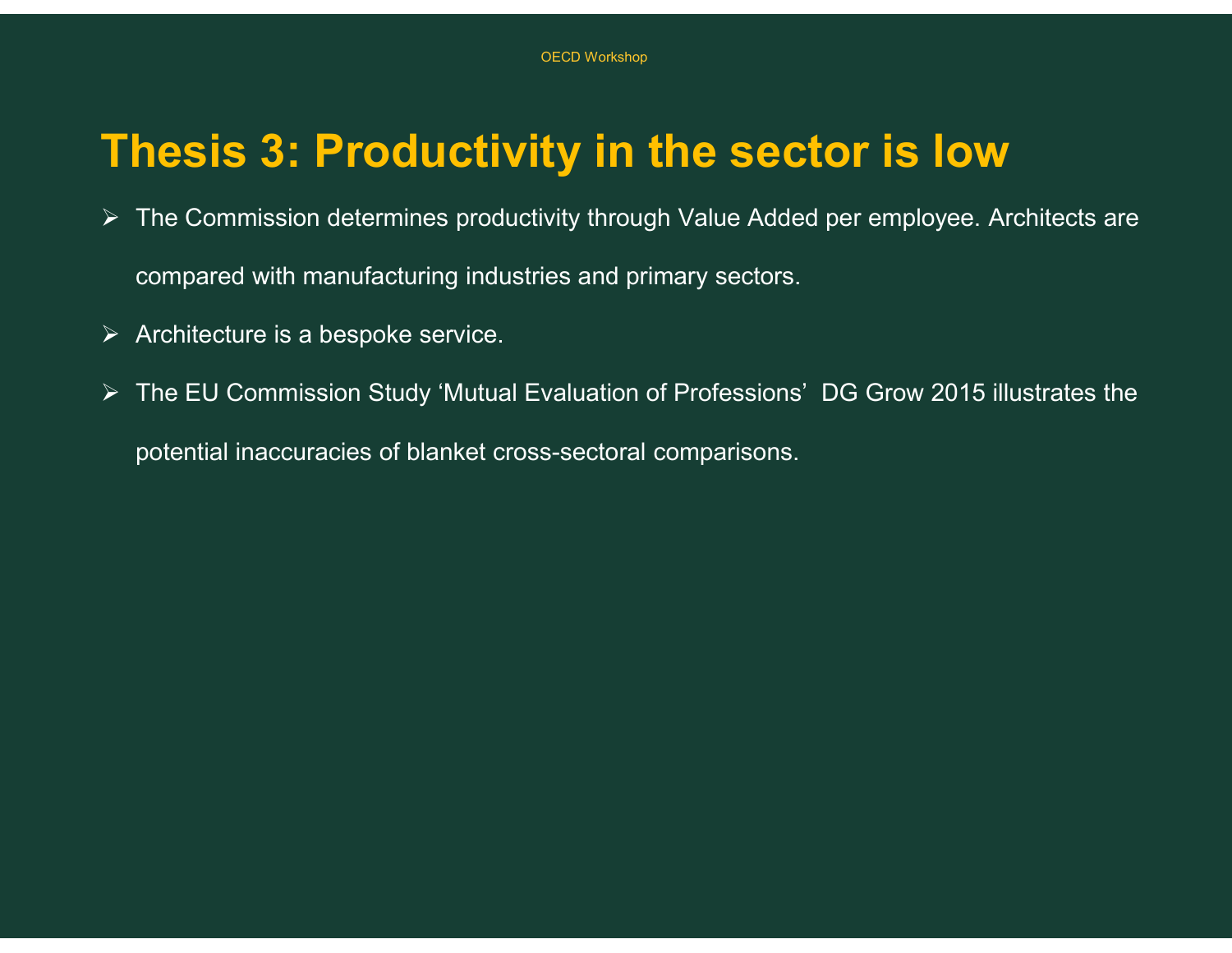# Thesis 3: Productivity in the sector is low

- The Commission determines productivity through Value Added per employee. Architects are compared with manufacturing industries and primary sectors.
- Architecture is a bespoke service.
- The EU Commission Study 'Mutual Evaluation of Professions' DG Grow 2015 illustrates the potential inaccuracies of blanket cross-sectoral comparisons.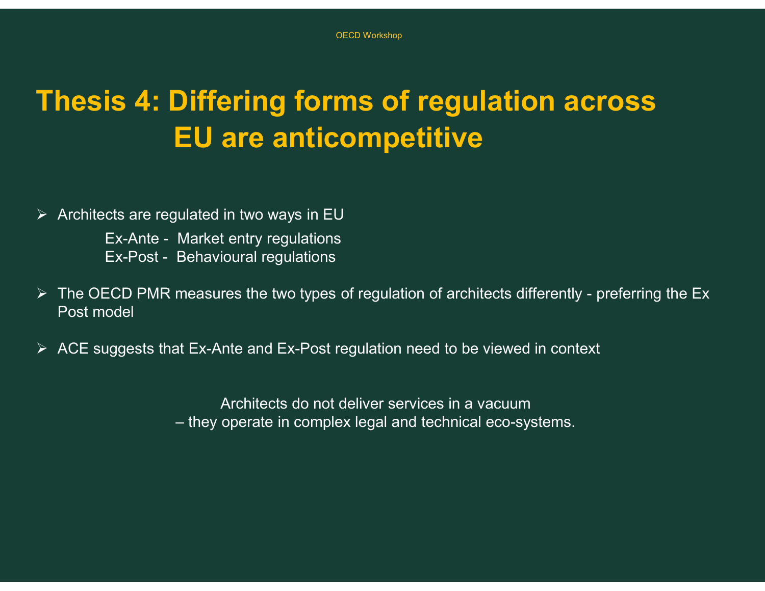# Thesis 4: Differing forms of regulation across EU are anticompetitive

- Architects are regulated in two ways in EU

  Ex-Ante - Market entry regulations
  Ex-Post - Behavioural regulations

- The OECD PMR measures the two types of regulation of architects differently - preferring the Ex Post model

- ACE suggests that Ex-Ante and Ex-Post regulation need to be viewed in context

Architects do not deliver services in a vacuum
– they operate in complex legal and technical eco-systems.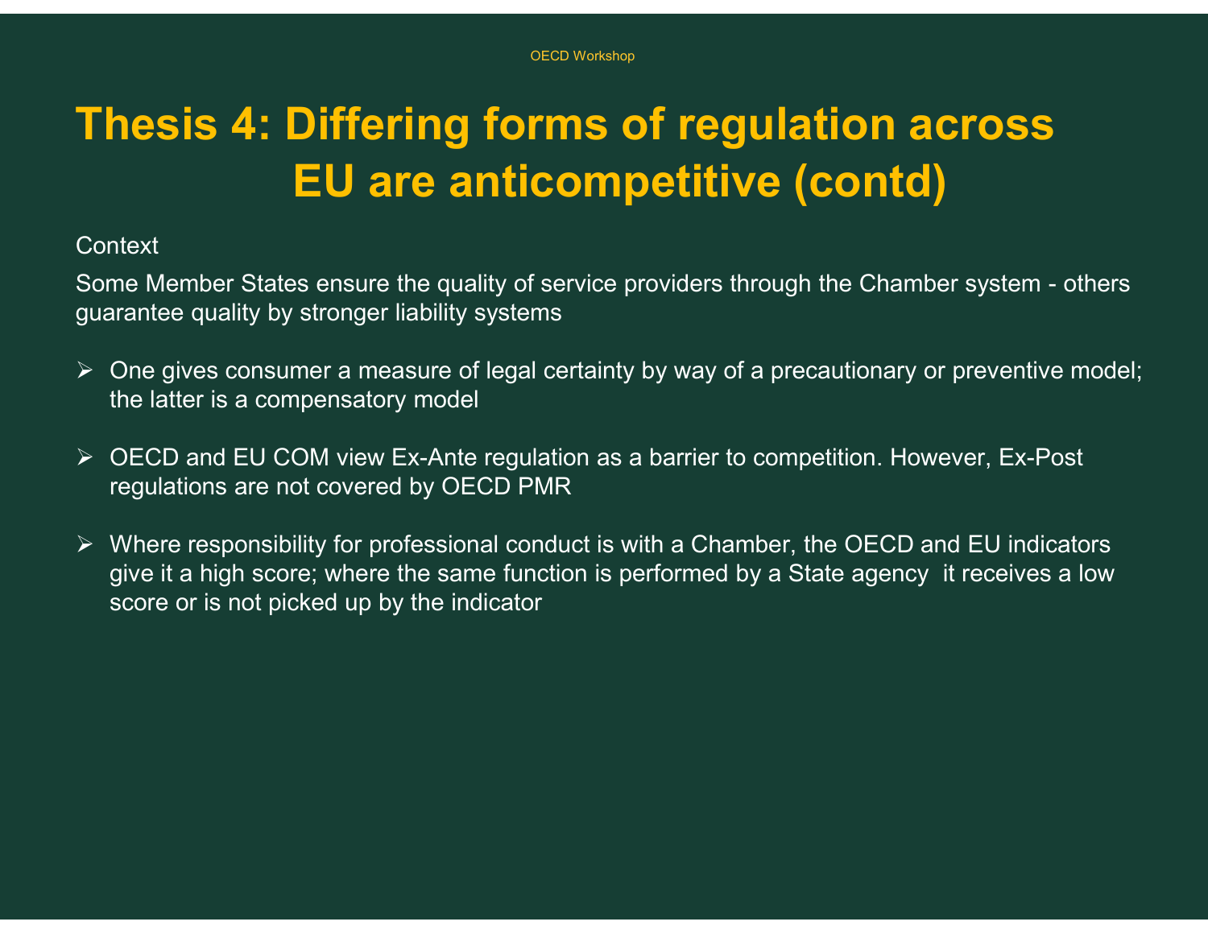# Thesis 4: Differing forms of regulation across EU are anticompetitive (contd)

Context

Some Member States ensure the quality of service providers through the Chamber system - others guarantee quality by stronger liability systems

- One gives consumer a measure of legal certainty by way of a precautionary or preventive model; the latter is a compensatory model
- OECD and EU COM view Ex-Ante regulation as a barrier to competition. However, Ex-Post regulations are not covered by OECD PMR
- Where responsibility for professional conduct is with a Chamber, the OECD and EU indicators give it a high score; where the same function is performed by a State agency it receives a low score or is not picked up by the indicator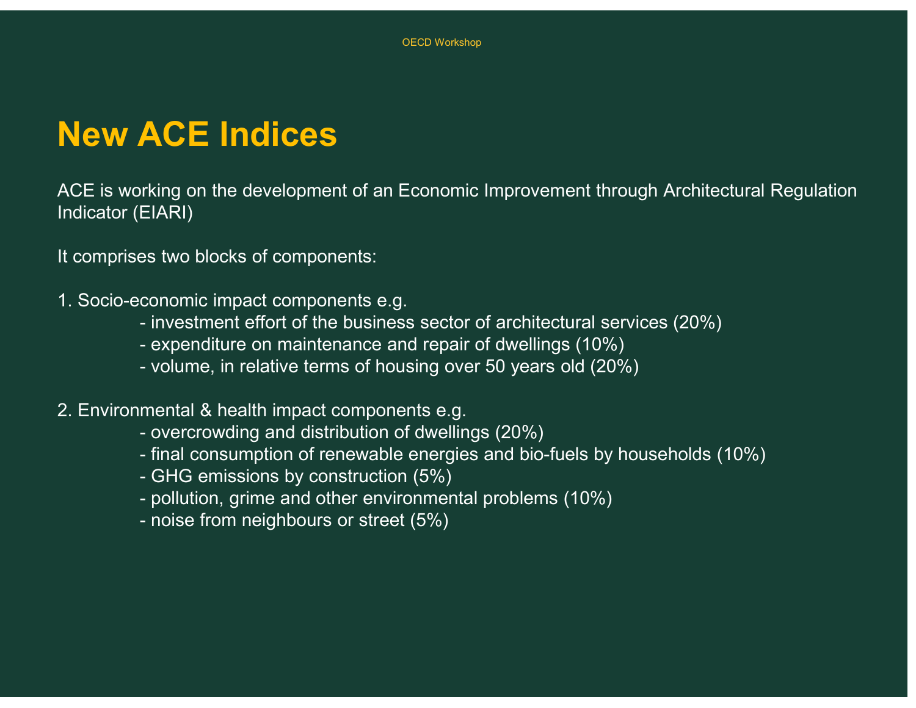# New ACE Indices

ACE is working on the development of an Economic Improvement through Architectural Regulation Indicator (EIARI)

It comprises two blocks of components:

1. Socio-economic impact components e.g.
   - investment effort of the business sector of architectural services (20%)
   - expenditure on maintenance and repair of dwellings (10%)
   - volume, in relative terms of housing over 50 years old (20%)

2. Environmental & health impact components e.g.
   - overcrowding and distribution of dwellings (20%)
   - final consumption of renewable energies and bio-fuels by households (10%)
   - GHG emissions by construction (5%)
   - pollution, grime and other environmental problems (10%)
   - noise from neighbours or street (5%)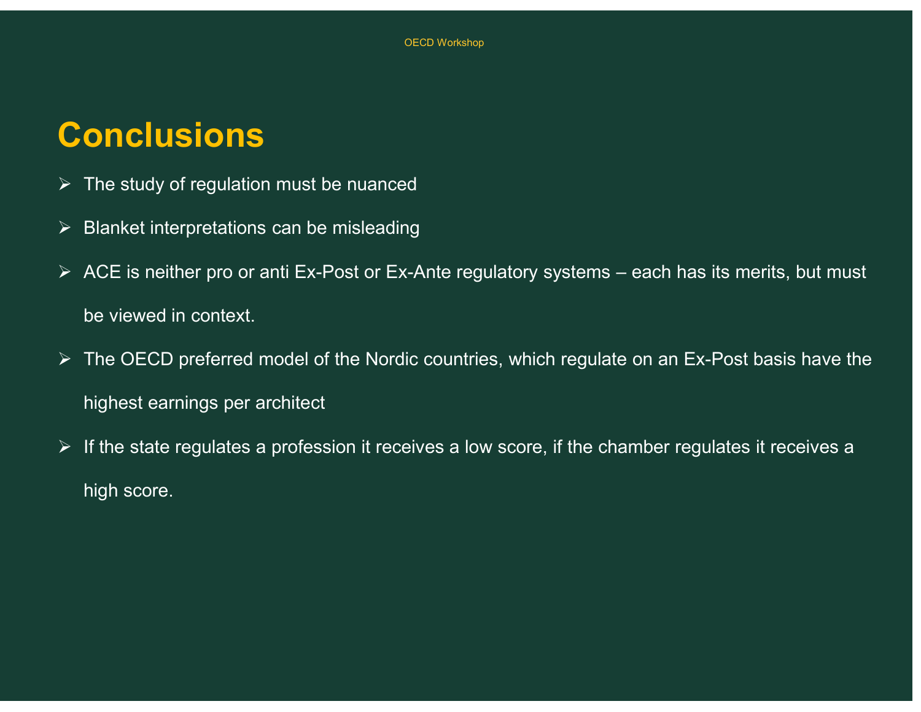# Conclusions

- The study of regulation must be nuanced
- Blanket interpretations can be misleading
- ACE is neither pro or anti Ex-Post or Ex-Ante regulatory systems – each has its merits, but must be viewed in context.
- The OECD preferred model of the Nordic countries, which regulate on an Ex-Post basis have the highest earnings per architect
- If the state regulates a profession it receives a low score, if the chamber regulates it receives a high score.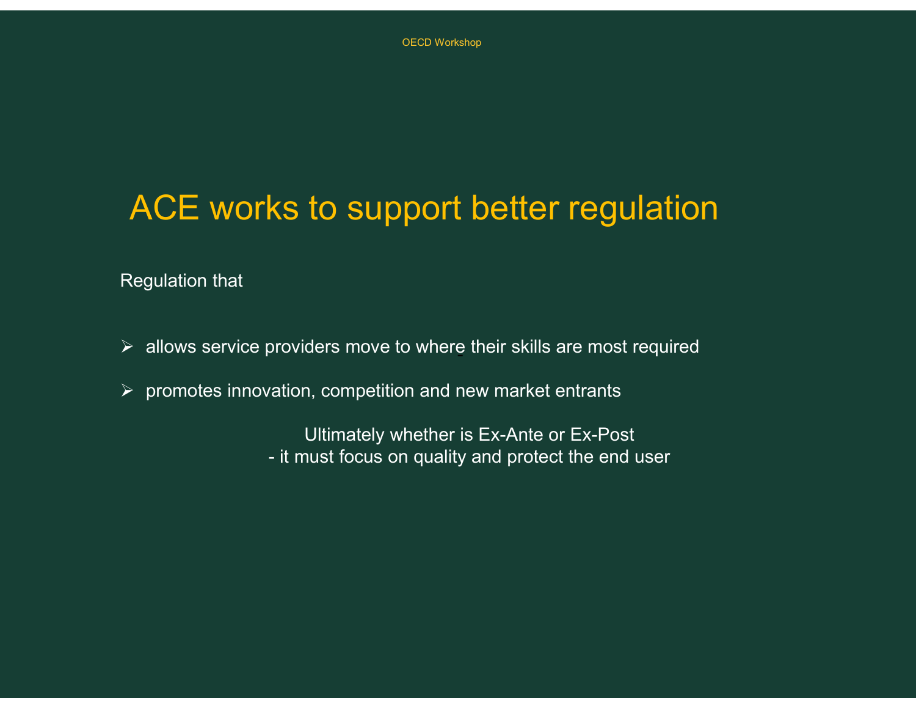# ACE works to support better regulation

Regulation that

- allows service providers move to where their skills are most required
- promotes innovation, competition and new market entrants

Ultimately whether is Ex-Ante or Ex-Post
- it must focus on quality and protect the end user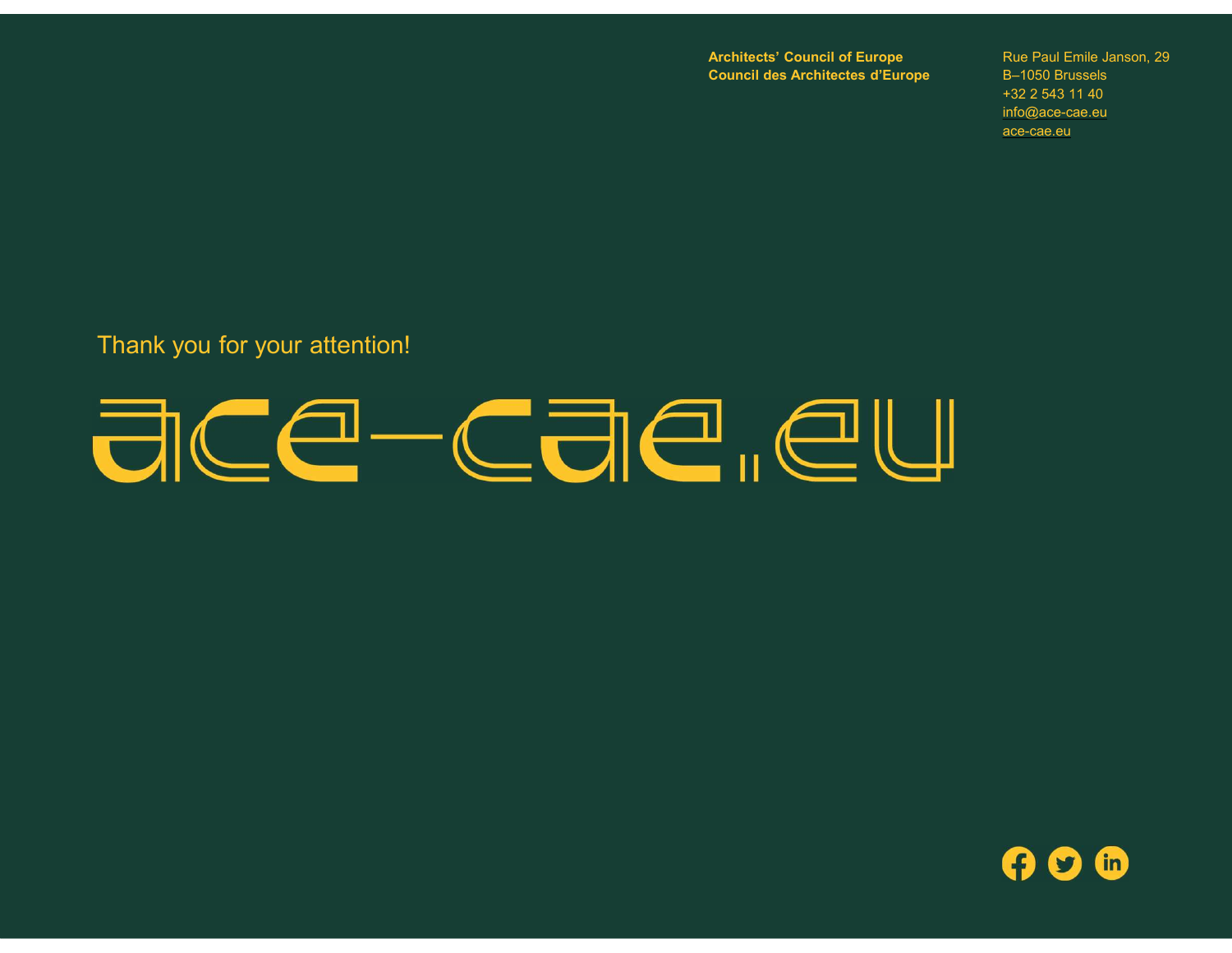**Architects' Council of Europe**
**Council des Architectes d'Europe**

Rue Paul Emile Janson, 29
B–1050 Brussels
+32 2 543 11 40
info@ace-cae.eu
ace-cae.eu

Thank you for your attention!

ace-cae.eu